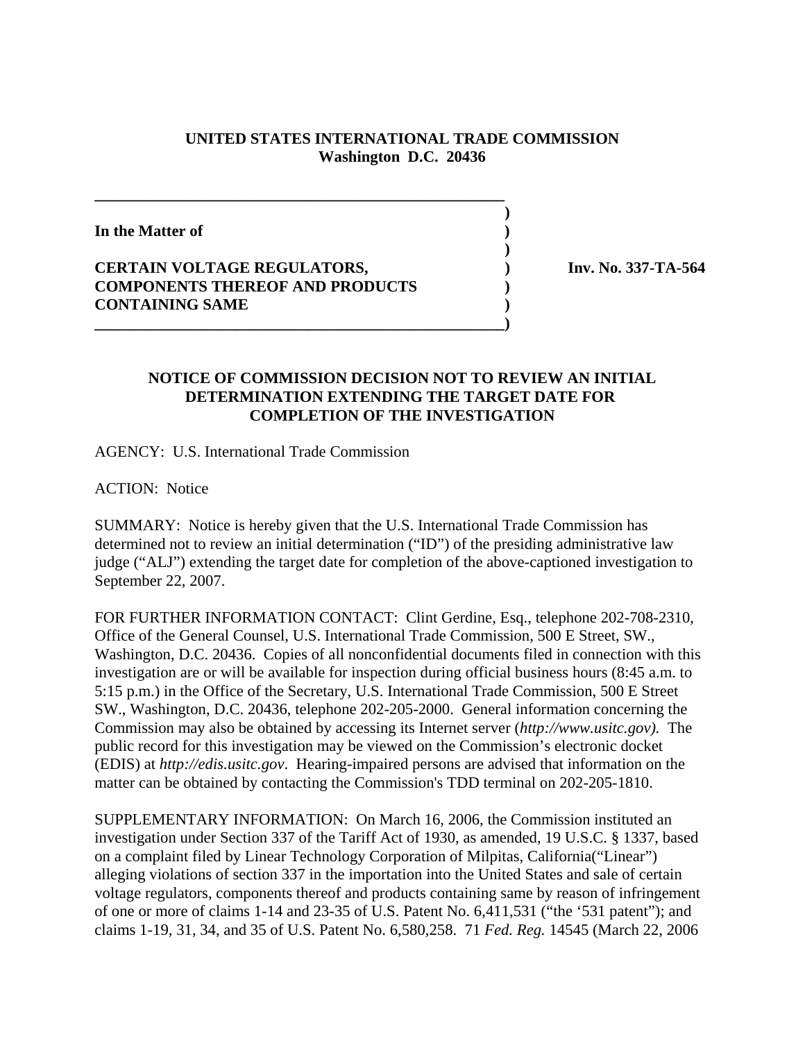**UNITED STATES INTERNATIONAL TRADE COMMISSION**
**Washington D.C. 20436**

**In the Matter of**

**CERTAIN VOLTAGE REGULATORS, COMPONENTS THEREOF AND PRODUCTS CONTAINING SAME**

**Inv. No. 337-TA-564**

## NOTICE OF COMMISSION DECISION NOT TO REVIEW AN INITIAL DETERMINATION EXTENDING THE TARGET DATE FOR COMPLETION OF THE INVESTIGATION

AGENCY: U.S. International Trade Commission

ACTION: Notice

SUMMARY: Notice is hereby given that the U.S. International Trade Commission has determined not to review an initial determination ("ID") of the presiding administrative law judge ("ALJ") extending the target date for completion of the above-captioned investigation to September 22, 2007.

FOR FURTHER INFORMATION CONTACT: Clint Gerdine, Esq., telephone 202-708-2310, Office of the General Counsel, U.S. International Trade Commission, 500 E Street, SW., Washington, D.C. 20436. Copies of all nonconfidential documents filed in connection with this investigation are or will be available for inspection during official business hours (8:45 a.m. to 5:15 p.m.) in the Office of the Secretary, U.S. International Trade Commission, 500 E Street SW., Washington, D.C. 20436, telephone 202-205-2000. General information concerning the Commission may also be obtained by accessing its Internet server (*http://www.usitc.gov).* The public record for this investigation may be viewed on the Commission's electronic docket (EDIS) at *http://edis.usitc.gov*. Hearing-impaired persons are advised that information on the matter can be obtained by contacting the Commission's TDD terminal on 202-205-1810.

SUPPLEMENTARY INFORMATION: On March 16, 2006, the Commission instituted an investigation under Section 337 of the Tariff Act of 1930, as amended, 19 U.S.C. § 1337, based on a complaint filed by Linear Technology Corporation of Milpitas, California("Linear") alleging violations of section 337 in the importation into the United States and sale of certain voltage regulators, components thereof and products containing same by reason of infringement of one or more of claims 1-14 and 23-35 of U.S. Patent No. 6,411,531 ("the '531 patent"); and claims 1-19, 31, 34, and 35 of U.S. Patent No. 6,580,258. 71 *Fed. Reg.* 14545 (March 22, 2006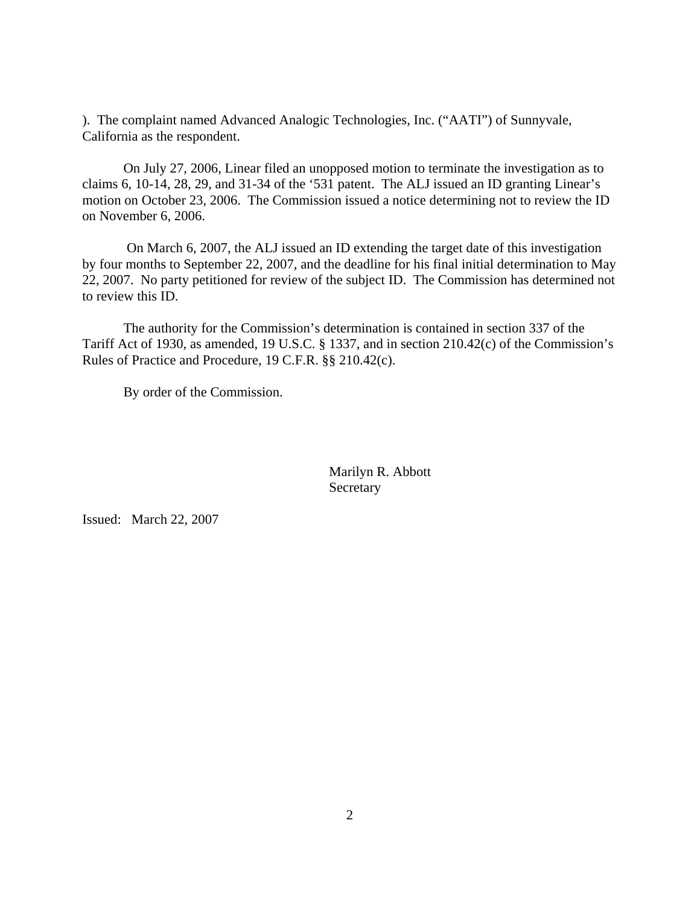). The complaint named Advanced Analogic Technologies, Inc. ("AATI") of Sunnyvale, California as the respondent.

On July 27, 2006, Linear filed an unopposed motion to terminate the investigation as to claims 6, 10-14, 28, 29, and 31-34 of the '531 patent. The ALJ issued an ID granting Linear's motion on October 23, 2006. The Commission issued a notice determining not to review the ID on November 6, 2006.

On March 6, 2007, the ALJ issued an ID extending the target date of this investigation by four months to September 22, 2007, and the deadline for his final initial determination to May 22, 2007. No party petitioned for review of the subject ID. The Commission has determined not to review this ID.

The authority for the Commission's determination is contained in section 337 of the Tariff Act of 1930, as amended, 19 U.S.C. § 1337, and in section 210.42(c) of the Commission's Rules of Practice and Procedure, 19 C.F.R. §§ 210.42(c).

By order of the Commission.

Marilyn R. Abbott
Secretary

Issued: March 22, 2007